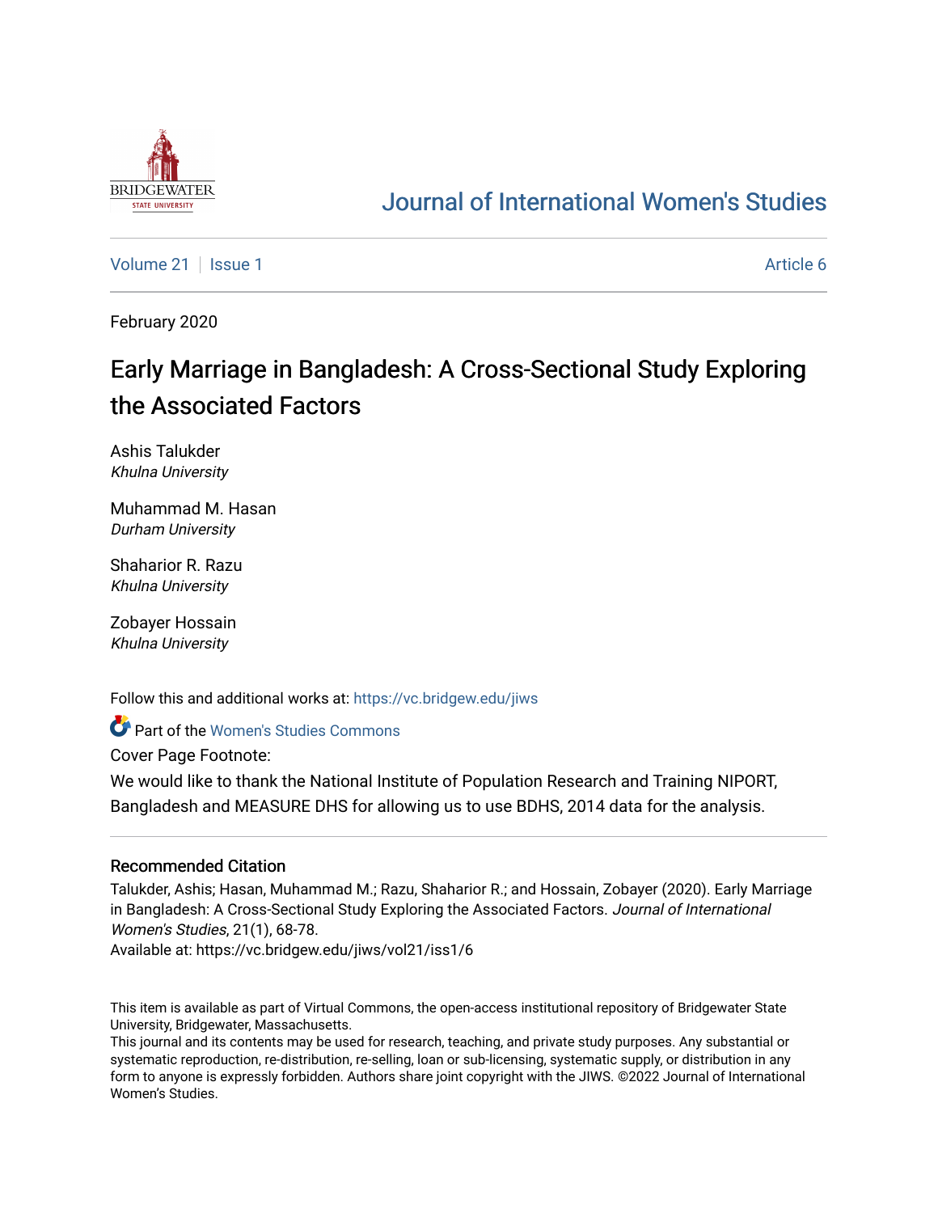BRIDGEWATER STATE UNIVERSITY

# Journal of International Women's Studies

Volume 21 | Issue 1 Article 6

February 2020

# Early Marriage in Bangladesh: A Cross-Sectional Study Exploring the Associated Factors

Ashis Talukder
*Khulna University*

Muhammad M. Hasan
*Durham University*

Shaharior R. Razu
*Khulna University*

Zobayer Hossain
*Khulna University*

Follow this and additional works at: https://vc.bridgew.edu/jiws

Part of the Women's Studies Commons

Cover Page Footnote:

We would like to thank the National Institute of Population Research and Training NIPORT, Bangladesh and MEASURE DHS for allowing us to use BDHS, 2014 data for the analysis.

## Recommended Citation

Talukder, Ashis; Hasan, Muhammad M.; Razu, Shaharior R.; and Hossain, Zobayer (2020). Early Marriage in Bangladesh: A Cross-Sectional Study Exploring the Associated Factors. *Journal of International Women's Studies*, 21(1), 68-78.
Available at: https://vc.bridgew.edu/jiws/vol21/iss1/6

This item is available as part of Virtual Commons, the open-access institutional repository of Bridgewater State University, Bridgewater, Massachusetts.
This journal and its contents may be used for research, teaching, and private study purposes. Any substantial or systematic reproduction, re-distribution, re-selling, loan or sub-licensing, systematic supply, or distribution in any form to anyone is expressly forbidden. Authors share joint copyright with the JIWS. ©2022 Journal of International Women's Studies.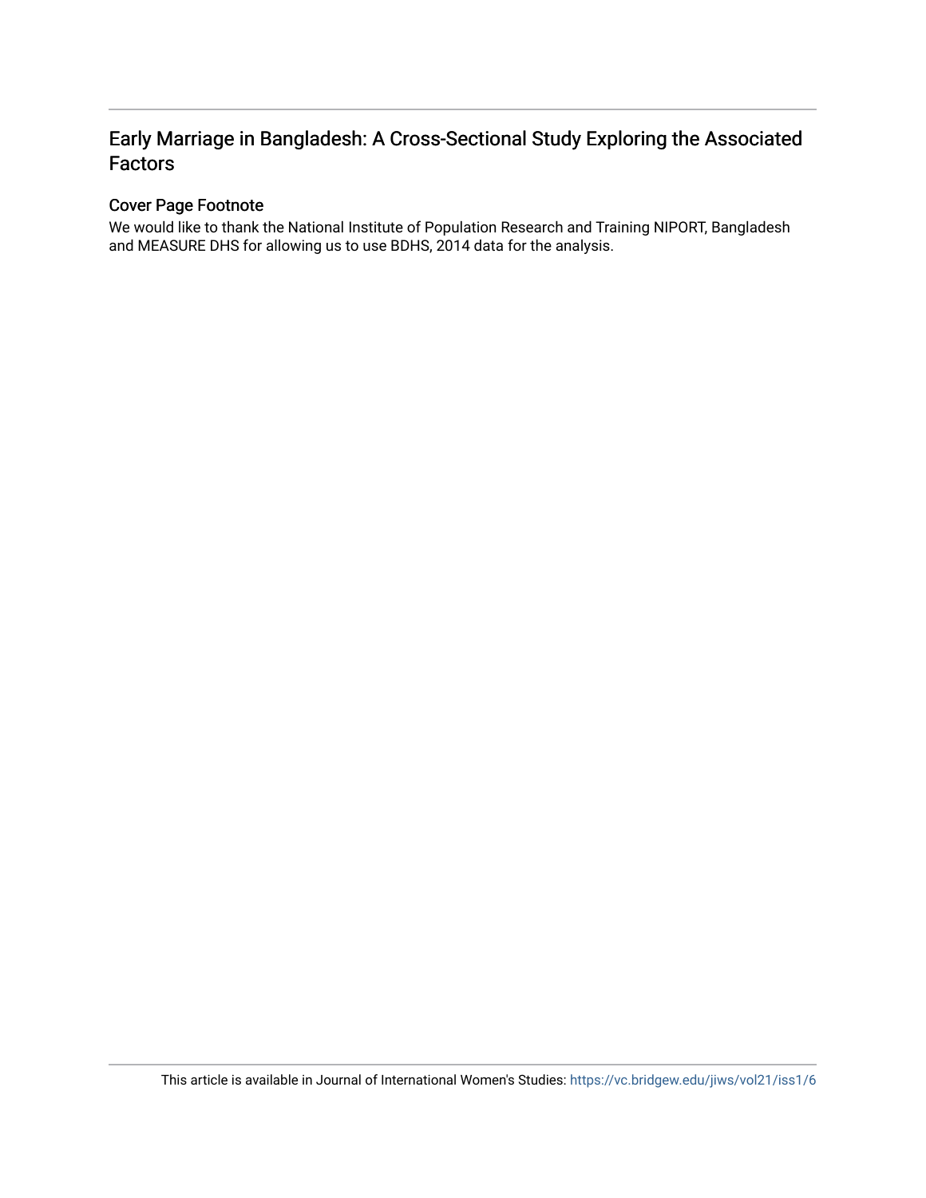# Early Marriage in Bangladesh: A Cross-Sectional Study Exploring the Associated Factors

## Cover Page Footnote

We would like to thank the National Institute of Population Research and Training NIPORT, Bangladesh and MEASURE DHS for allowing us to use BDHS, 2014 data for the analysis.

This article is available in Journal of International Women's Studies: https://vc.bridgew.edu/jiws/vol21/iss1/6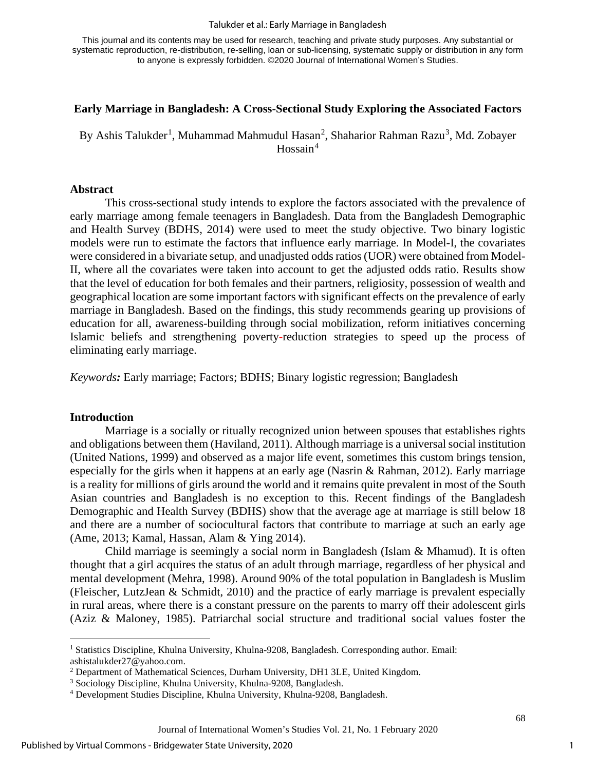This journal and its contents may be used for research, teaching and private study purposes. Any substantial or systematic reproduction, re-distribution, re-selling, loan or sub-licensing, systematic supply or distribution in any form to anyone is expressly forbidden. ©2020 Journal of International Women's Studies.

## Early Marriage in Bangladesh: A Cross-Sectional Study Exploring the Associated Factors

By Ashis Talukder[1], Muhammad Mahmudul Hasan[2], Shaharior Rahman Razu[3], Md. Zobayer Hossain[4]

### Abstract

This cross-sectional study intends to explore the factors associated with the prevalence of early marriage among female teenagers in Bangladesh. Data from the Bangladesh Demographic and Health Survey (BDHS, 2014) were used to meet the study objective. Two binary logistic models were run to estimate the factors that influence early marriage. In Model-I, the covariates were considered in a bivariate setup, and unadjusted odds ratios (UOR) were obtained from Model-II, where all the covariates were taken into account to get the adjusted odds ratio. Results show that the level of education for both females and their partners, religiosity, possession of wealth and geographical location are some important factors with significant effects on the prevalence of early marriage in Bangladesh. Based on the findings, this study recommends gearing up provisions of education for all, awareness-building through social mobilization, reform initiatives concerning Islamic beliefs and strengthening poverty-reduction strategies to speed up the process of eliminating early marriage.

***Keywords:*** Early marriage; Factors; BDHS; Binary logistic regression; Bangladesh

### Introduction

Marriage is a socially or ritually recognized union between spouses that establishes rights and obligations between them (Haviland, 2011). Although marriage is a universal social institution (United Nations, 1999) and observed as a major life event, sometimes this custom brings tension, especially for the girls when it happens at an early age (Nasrin & Rahman, 2012). Early marriage is a reality for millions of girls around the world and it remains quite prevalent in most of the South Asian countries and Bangladesh is no exception to this. Recent findings of the Bangladesh Demographic and Health Survey (BDHS) show that the average age at marriage is still below 18 and there are a number of sociocultural factors that contribute to marriage at such an early age (Ame, 2013; Kamal, Hassan, Alam & Ying 2014).

Child marriage is seemingly a social norm in Bangladesh (Islam & Mhamud). It is often thought that a girl acquires the status of an adult through marriage, regardless of her physical and mental development (Mehra, 1998). Around 90% of the total population in Bangladesh is Muslim (Fleischer, LutzJean & Schmidt, 2010) and the practice of early marriage is prevalent especially in rural areas, where there is a constant pressure on the parents to marry off their adolescent girls (Aziz & Maloney, 1985). Patriarchal social structure and traditional social values foster the

---

[1] Statistics Discipline, Khulna University, Khulna-9208, Bangladesh. Corresponding author. Email: ashistalukder27@yahoo.com.

[2] Department of Mathematical Sciences, Durham University, DH1 3LE, United Kingdom.

[3] Sociology Discipline, Khulna University, Khulna-9208, Bangladesh.

[4] Development Studies Discipline, Khulna University, Khulna-9208, Bangladesh.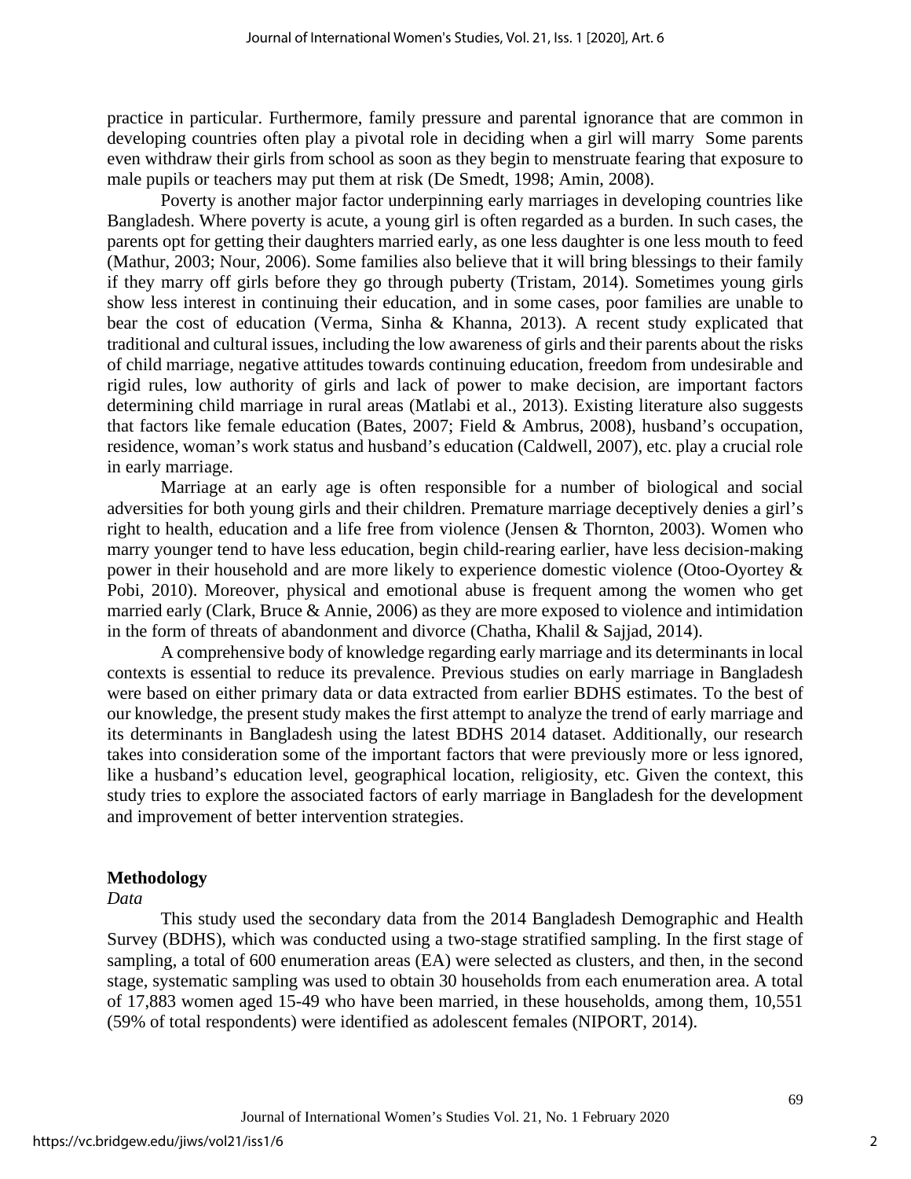practice in particular. Furthermore, family pressure and parental ignorance that are common in developing countries often play a pivotal role in deciding when a girl will marry Some parents even withdraw their girls from school as soon as they begin to menstruate fearing that exposure to male pupils or teachers may put them at risk (De Smedt, 1998; Amin, 2008).

Poverty is another major factor underpinning early marriages in developing countries like Bangladesh. Where poverty is acute, a young girl is often regarded as a burden. In such cases, the parents opt for getting their daughters married early, as one less daughter is one less mouth to feed (Mathur, 2003; Nour, 2006). Some families also believe that it will bring blessings to their family if they marry off girls before they go through puberty (Tristam, 2014). Sometimes young girls show less interest in continuing their education, and in some cases, poor families are unable to bear the cost of education (Verma, Sinha & Khanna, 2013). A recent study explicated that traditional and cultural issues, including the low awareness of girls and their parents about the risks of child marriage, negative attitudes towards continuing education, freedom from undesirable and rigid rules, low authority of girls and lack of power to make decision, are important factors determining child marriage in rural areas (Matlabi et al., 2013). Existing literature also suggests that factors like female education (Bates, 2007; Field & Ambrus, 2008), husband's occupation, residence, woman's work status and husband's education (Caldwell, 2007), etc. play a crucial role in early marriage.

Marriage at an early age is often responsible for a number of biological and social adversities for both young girls and their children. Premature marriage deceptively denies a girl's right to health, education and a life free from violence (Jensen & Thornton, 2003). Women who marry younger tend to have less education, begin child-rearing earlier, have less decision-making power in their household and are more likely to experience domestic violence (Otoo-Oyortey & Pobi, 2010). Moreover, physical and emotional abuse is frequent among the women who get married early (Clark, Bruce & Annie, 2006) as they are more exposed to violence and intimidation in the form of threats of abandonment and divorce (Chatha, Khalil & Sajjad, 2014).

A comprehensive body of knowledge regarding early marriage and its determinants in local contexts is essential to reduce its prevalence. Previous studies on early marriage in Bangladesh were based on either primary data or data extracted from earlier BDHS estimates. To the best of our knowledge, the present study makes the first attempt to analyze the trend of early marriage and its determinants in Bangladesh using the latest BDHS 2014 dataset. Additionally, our research takes into consideration some of the important factors that were previously more or less ignored, like a husband's education level, geographical location, religiosity, etc. Given the context, this study tries to explore the associated factors of early marriage in Bangladesh for the development and improvement of better intervention strategies.

## Methodology

*Data*

This study used the secondary data from the 2014 Bangladesh Demographic and Health Survey (BDHS), which was conducted using a two-stage stratified sampling. In the first stage of sampling, a total of 600 enumeration areas (EA) were selected as clusters, and then, in the second stage, systematic sampling was used to obtain 30 households from each enumeration area. A total of 17,883 women aged 15-49 who have been married, in these households, among them, 10,551 (59% of total respondents) were identified as adolescent females (NIPORT, 2014).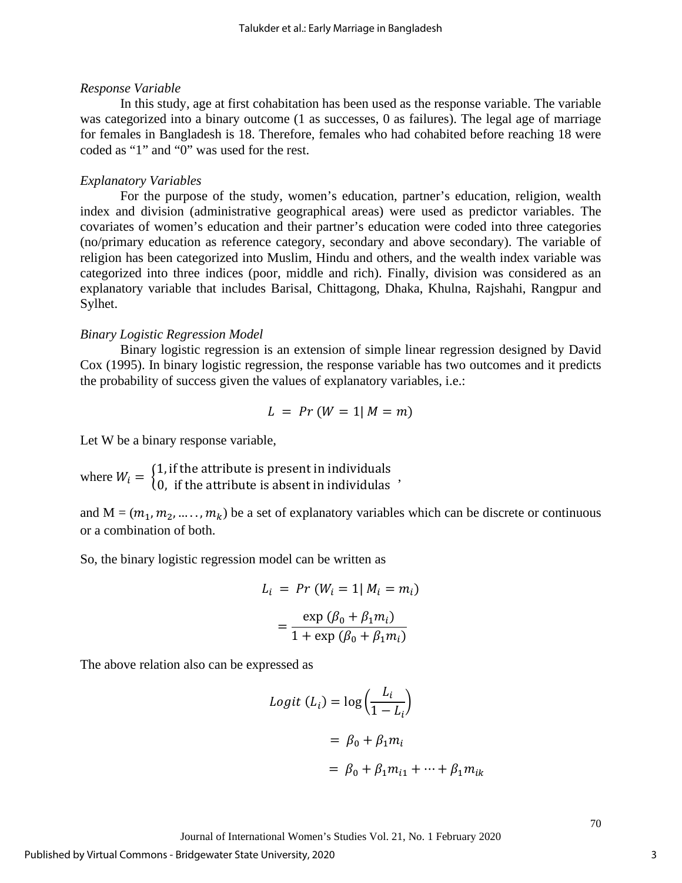*Response Variable*

In this study, age at first cohabitation has been used as the response variable. The variable was categorized into a binary outcome (1 as successes, 0 as failures). The legal age of marriage for females in Bangladesh is 18. Therefore, females who had cohabited before reaching 18 were coded as "1" and "0" was used for the rest.

*Explanatory Variables*

For the purpose of the study, women's education, partner's education, religion, wealth index and division (administrative geographical areas) were used as predictor variables. The covariates of women's education and their partner's education were coded into three categories (no/primary education as reference category, secondary and above secondary). The variable of religion has been categorized into Muslim, Hindu and others, and the wealth index variable was categorized into three indices (poor, middle and rich). Finally, division was considered as an explanatory variable that includes Barisal, Chittagong, Dhaka, Khulna, Rajshahi, Rangpur and Sylhet.

*Binary Logistic Regression Model*

Binary logistic regression is an extension of simple linear regression designed by David Cox (1995). In binary logistic regression, the response variable has two outcomes and it predicts the probability of success given the values of explanatory variables, i.e.:

$$L = Pr\,(W = 1|\, M = m)$$

Let W be a binary response variable,

where $W_i = \begin{cases} 1, \text{if the attribute is present in individuals} \\ 0, \text{ if the attribute is absent in individulas} \end{cases}$,

and M = $(m_1, m_2, \ldots\ldots, m_k)$ be a set of explanatory variables which can be discrete or continuous or a combination of both.

So, the binary logistic regression model can be written as

$$L_i = Pr\,(W_i = 1|\, M_i = m_i)$$

$$= \frac{\exp\,(\beta_0 + \beta_1 m_i)}{1 + \exp\,(\beta_0 + \beta_1 m_i)}$$

The above relation also can be expressed as

$$Logit\ (L_i) = \log\left(\frac{L_i}{1 - L_i}\right)$$

$$= \beta_0 + \beta_1 m_i$$

$$= \beta_0 + \beta_1 m_{i1} + \cdots + \beta_1 m_{ik}$$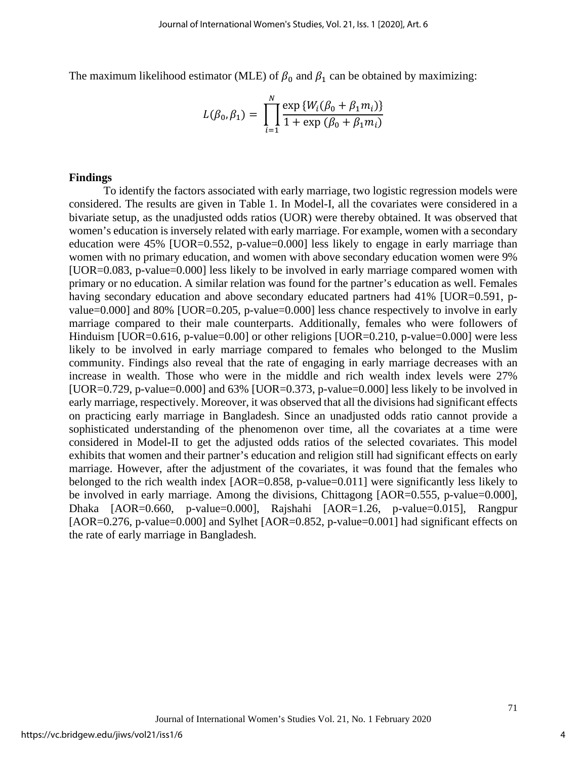The maximum likelihood estimator (MLE) of $\beta_0$ and $\beta_1$ can be obtained by maximizing:

$$L(\beta_0, \beta_1) = \prod_{i=1}^{N} \frac{\exp\{W_i(\beta_0 + \beta_1 m_i)\}}{1 + \exp(\beta_0 + \beta_1 m_i)}$$

**Findings**

To identify the factors associated with early marriage, two logistic regression models were considered. The results are given in Table 1. In Model-I, all the covariates were considered in a bivariate setup, as the unadjusted odds ratios (UOR) were thereby obtained. It was observed that women's education is inversely related with early marriage. For example, women with a secondary education were 45% [UOR=0.552, p-value=0.000] less likely to engage in early marriage than women with no primary education, and women with above secondary education women were 9% [UOR=0.083, p-value=0.000] less likely to be involved in early marriage compared women with primary or no education. A similar relation was found for the partner's education as well. Females having secondary education and above secondary educated partners had 41% [UOR=0.591, p-value=0.000] and 80% [UOR=0.205, p-value=0.000] less chance respectively to involve in early marriage compared to their male counterparts. Additionally, females who were followers of Hinduism [UOR=0.616, p-value=0.00] or other religions [UOR=0.210, p-value=0.000] were less likely to be involved in early marriage compared to females who belonged to the Muslim community. Findings also reveal that the rate of engaging in early marriage decreases with an increase in wealth. Those who were in the middle and rich wealth index levels were 27% [UOR=0.729, p-value=0.000] and 63% [UOR=0.373, p-value=0.000] less likely to be involved in early marriage, respectively. Moreover, it was observed that all the divisions had significant effects on practicing early marriage in Bangladesh. Since an unadjusted odds ratio cannot provide a sophisticated understanding of the phenomenon over time, all the covariates at a time were considered in Model-II to get the adjusted odds ratios of the selected covariates. This model exhibits that women and their partner's education and religion still had significant effects on early marriage. However, after the adjustment of the covariates, it was found that the females who belonged to the rich wealth index [AOR=0.858, p-value=0.011] were significantly less likely to be involved in early marriage. Among the divisions, Chittagong [AOR=0.555, p-value=0.000], Dhaka [AOR=0.660, p-value=0.000], Rajshahi [AOR=1.26, p-value=0.015], Rangpur [AOR=0.276, p-value=0.000] and Sylhet [AOR=0.852, p-value=0.001] had significant effects on the rate of early marriage in Bangladesh.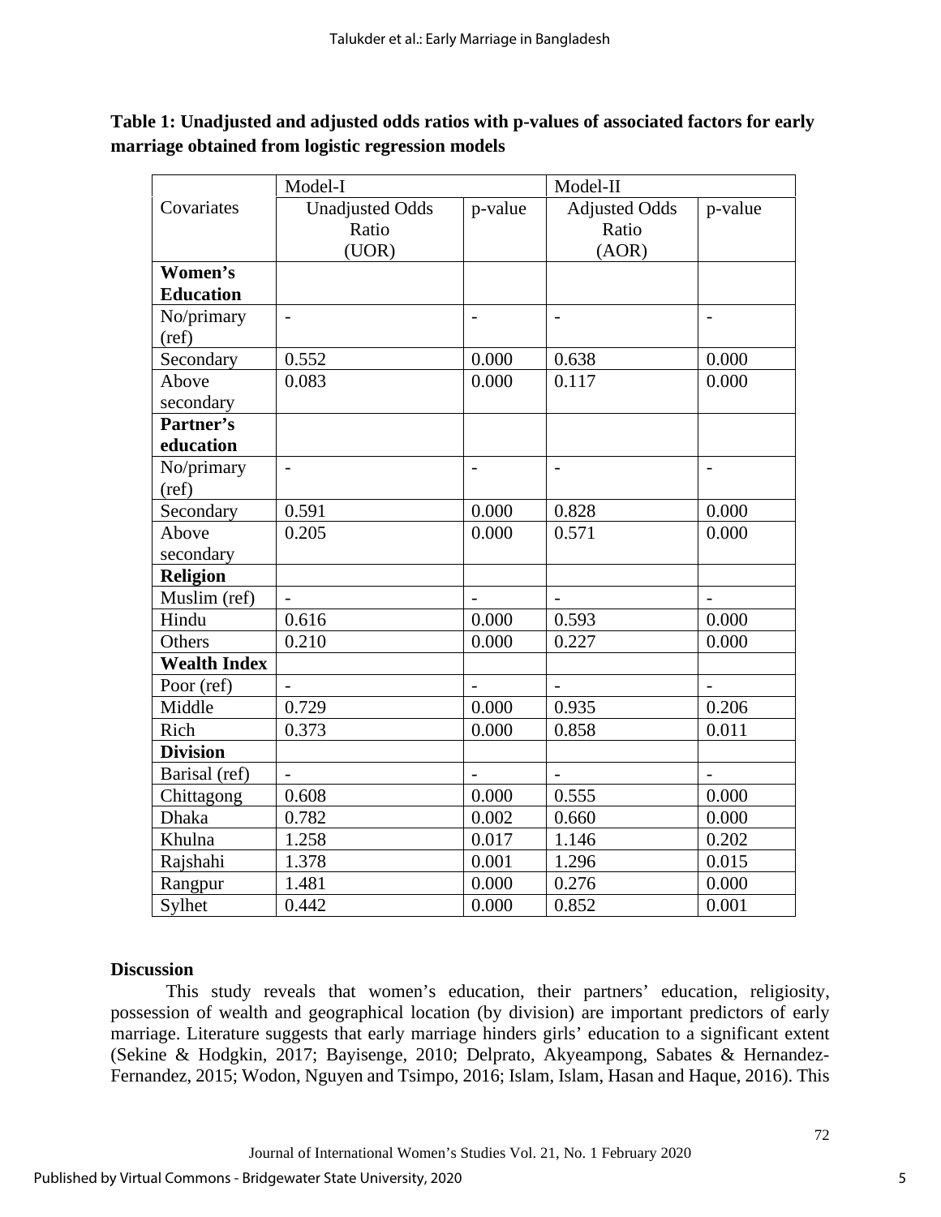**Table 1: Unadjusted and adjusted odds ratios with p-values of associated factors for early marriage obtained from logistic regression models**

| Covariates | Model-I | | Model-II | |
|---|---|---|---|---|
| | Unadjusted Odds Ratio (UOR) | p-value | Adjusted Odds Ratio (AOR) | p-value |
| **Women's Education** | | | | |
| No/primary (ref) | - | - | - | - |
| Secondary | 0.552 | 0.000 | 0.638 | 0.000 |
| Above secondary | 0.083 | 0.000 | 0.117 | 0.000 |
| **Partner's education** | | | | |
| No/primary (ref) | - | - | - | - |
| Secondary | 0.591 | 0.000 | 0.828 | 0.000 |
| Above secondary | 0.205 | 0.000 | 0.571 | 0.000 |
| **Religion** | | | | |
| Muslim (ref) | - | - | - | - |
| Hindu | 0.616 | 0.000 | 0.593 | 0.000 |
| Others | 0.210 | 0.000 | 0.227 | 0.000 |
| **Wealth Index** | | | | |
| Poor (ref) | - | - | - | - |
| Middle | 0.729 | 0.000 | 0.935 | 0.206 |
| Rich | 0.373 | 0.000 | 0.858 | 0.011 |
| **Division** | | | | |
| Barisal (ref) | - | - | - | - |
| Chittagong | 0.608 | 0.000 | 0.555 | 0.000 |
| Dhaka | 0.782 | 0.002 | 0.660 | 0.000 |
| Khulna | 1.258 | 0.017 | 1.146 | 0.202 |
| Rajshahi | 1.378 | 0.001 | 1.296 | 0.015 |
| Rangpur | 1.481 | 0.000 | 0.276 | 0.000 |
| Sylhet | 0.442 | 0.000 | 0.852 | 0.001 |

## Discussion

This study reveals that women's education, their partners' education, religiosity, possession of wealth and geographical location (by division) are important predictors of early marriage. Literature suggests that early marriage hinders girls' education to a significant extent (Sekine & Hodgkin, 2017; Bayisenge, 2010; Delprato, Akyeampong, Sabates & Hernandez-Fernandez, 2015; Wodon, Nguyen and Tsimpo, 2016; Islam, Islam, Hasan and Haque, 2016). This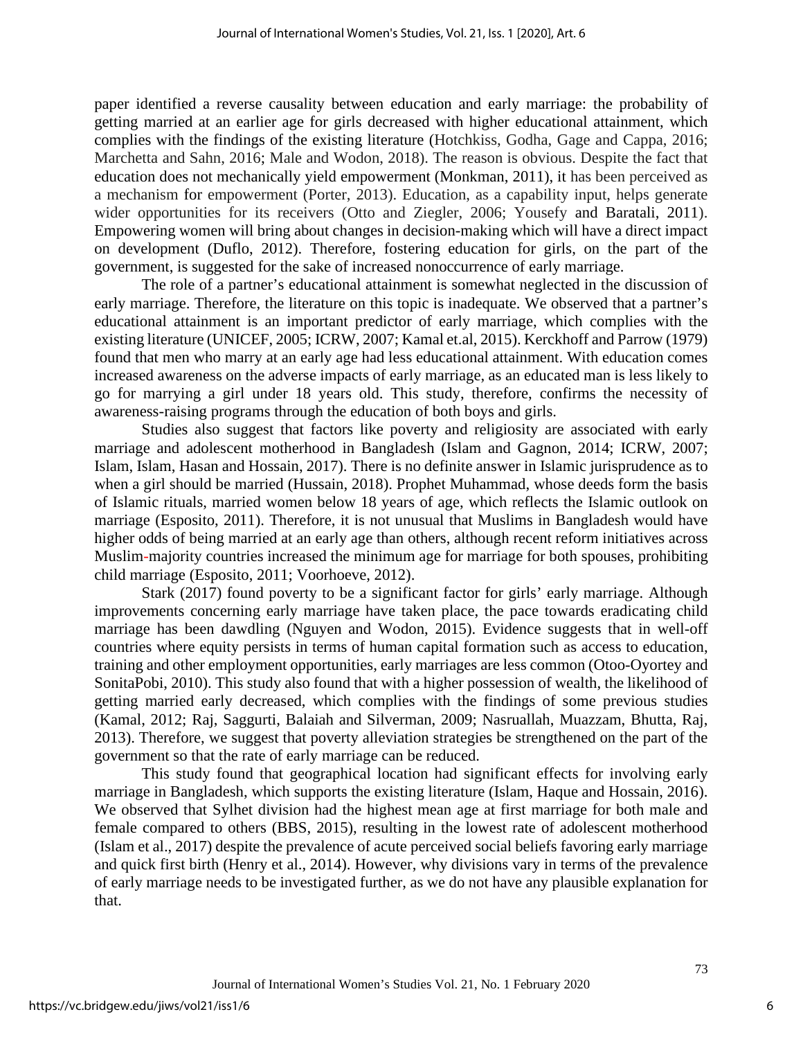paper identified a reverse causality between education and early marriage: the probability of getting married at an earlier age for girls decreased with higher educational attainment, which complies with the findings of the existing literature (Hotchkiss, Godha, Gage and Cappa, 2016; Marchetta and Sahn, 2016; Male and Wodon, 2018). The reason is obvious. Despite the fact that education does not mechanically yield empowerment (Monkman, 2011), it has been perceived as a mechanism for empowerment (Porter, 2013). Education, as a capability input, helps generate wider opportunities for its receivers (Otto and Ziegler, 2006; Yousefy and Baratali, 2011). Empowering women will bring about changes in decision-making which will have a direct impact on development (Duflo, 2012). Therefore, fostering education for girls, on the part of the government, is suggested for the sake of increased nonoccurrence of early marriage.

The role of a partner's educational attainment is somewhat neglected in the discussion of early marriage. Therefore, the literature on this topic is inadequate. We observed that a partner's educational attainment is an important predictor of early marriage, which complies with the existing literature (UNICEF, 2005; ICRW, 2007; Kamal et.al, 2015). Kerckhoff and Parrow (1979) found that men who marry at an early age had less educational attainment. With education comes increased awareness on the adverse impacts of early marriage, as an educated man is less likely to go for marrying a girl under 18 years old. This study, therefore, confirms the necessity of awareness-raising programs through the education of both boys and girls.

Studies also suggest that factors like poverty and religiosity are associated with early marriage and adolescent motherhood in Bangladesh (Islam and Gagnon, 2014; ICRW, 2007; Islam, Islam, Hasan and Hossain, 2017). There is no definite answer in Islamic jurisprudence as to when a girl should be married (Hussain, 2018). Prophet Muhammad, whose deeds form the basis of Islamic rituals, married women below 18 years of age, which reflects the Islamic outlook on marriage (Esposito, 2011). Therefore, it is not unusual that Muslims in Bangladesh would have higher odds of being married at an early age than others, although recent reform initiatives across Muslim-majority countries increased the minimum age for marriage for both spouses, prohibiting child marriage (Esposito, 2011; Voorhoeve, 2012).

Stark (2017) found poverty to be a significant factor for girls' early marriage. Although improvements concerning early marriage have taken place, the pace towards eradicating child marriage has been dawdling (Nguyen and Wodon, 2015). Evidence suggests that in well-off countries where equity persists in terms of human capital formation such as access to education, training and other employment opportunities, early marriages are less common (Otoo-Oyortey and SonitaPobi, 2010). This study also found that with a higher possession of wealth, the likelihood of getting married early decreased, which complies with the findings of some previous studies (Kamal, 2012; Raj, Saggurti, Balaiah and Silverman, 2009; Nasruallah, Muazzam, Bhutta, Raj, 2013). Therefore, we suggest that poverty alleviation strategies be strengthened on the part of the government so that the rate of early marriage can be reduced.

This study found that geographical location had significant effects for involving early marriage in Bangladesh, which supports the existing literature (Islam, Haque and Hossain, 2016). We observed that Sylhet division had the highest mean age at first marriage for both male and female compared to others (BBS, 2015), resulting in the lowest rate of adolescent motherhood (Islam et al., 2017) despite the prevalence of acute perceived social beliefs favoring early marriage and quick first birth (Henry et al., 2014). However, why divisions vary in terms of the prevalence of early marriage needs to be investigated further, as we do not have any plausible explanation for that.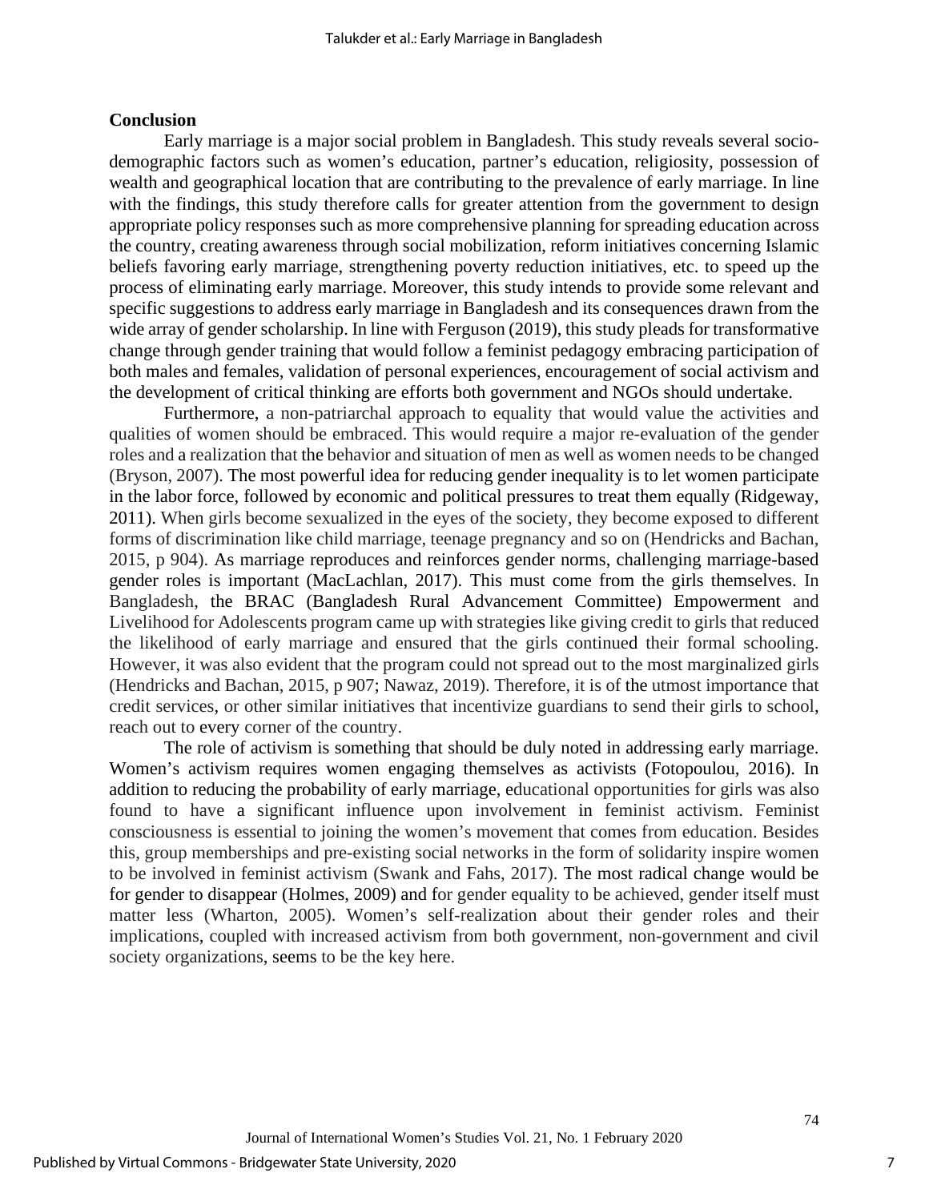## Conclusion

Early marriage is a major social problem in Bangladesh. This study reveals several socio-demographic factors such as women's education, partner's education, religiosity, possession of wealth and geographical location that are contributing to the prevalence of early marriage. In line with the findings, this study therefore calls for greater attention from the government to design appropriate policy responses such as more comprehensive planning for spreading education across the country, creating awareness through social mobilization, reform initiatives concerning Islamic beliefs favoring early marriage, strengthening poverty reduction initiatives, etc. to speed up the process of eliminating early marriage. Moreover, this study intends to provide some relevant and specific suggestions to address early marriage in Bangladesh and its consequences drawn from the wide array of gender scholarship. In line with Ferguson (2019), this study pleads for transformative change through gender training that would follow a feminist pedagogy embracing participation of both males and females, validation of personal experiences, encouragement of social activism and the development of critical thinking are efforts both government and NGOs should undertake.

Furthermore, a non-patriarchal approach to equality that would value the activities and qualities of women should be embraced. This would require a major re-evaluation of the gender roles and a realization that the behavior and situation of men as well as women needs to be changed (Bryson, 2007). The most powerful idea for reducing gender inequality is to let women participate in the labor force, followed by economic and political pressures to treat them equally (Ridgeway, 2011). When girls become sexualized in the eyes of the society, they become exposed to different forms of discrimination like child marriage, teenage pregnancy and so on (Hendricks and Bachan, 2015, p 904). As marriage reproduces and reinforces gender norms, challenging marriage-based gender roles is important (MacLachlan, 2017). This must come from the girls themselves. In Bangladesh, the BRAC (Bangladesh Rural Advancement Committee) Empowerment and Livelihood for Adolescents program came up with strategies like giving credit to girls that reduced the likelihood of early marriage and ensured that the girls continued their formal schooling. However, it was also evident that the program could not spread out to the most marginalized girls (Hendricks and Bachan, 2015, p 907; Nawaz, 2019). Therefore, it is of the utmost importance that credit services, or other similar initiatives that incentivize guardians to send their girls to school, reach out to every corner of the country.

The role of activism is something that should be duly noted in addressing early marriage. Women's activism requires women engaging themselves as activists (Fotopoulou, 2016). In addition to reducing the probability of early marriage, educational opportunities for girls was also found to have a significant influence upon involvement in feminist activism. Feminist consciousness is essential to joining the women's movement that comes from education. Besides this, group memberships and pre-existing social networks in the form of solidarity inspire women to be involved in feminist activism (Swank and Fahs, 2017). The most radical change would be for gender to disappear (Holmes, 2009) and for gender equality to be achieved, gender itself must matter less (Wharton, 2005). Women's self-realization about their gender roles and their implications, coupled with increased activism from both government, non-government and civil society organizations, seems to be the key here.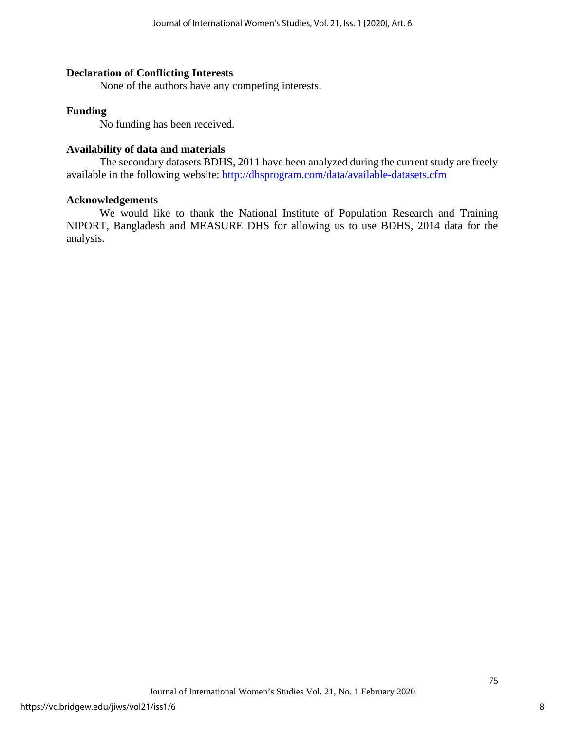### Declaration of Conflicting Interests

None of the authors have any competing interests.

### Funding

No funding has been received.

### Availability of data and materials

The secondary datasets BDHS, 2011 have been analyzed during the current study are freely available in the following website: http://dhsprogram.com/data/available-datasets.cfm

### Acknowledgements

We would like to thank the National Institute of Population Research and Training NIPORT, Bangladesh and MEASURE DHS for allowing us to use BDHS, 2014 data for the analysis.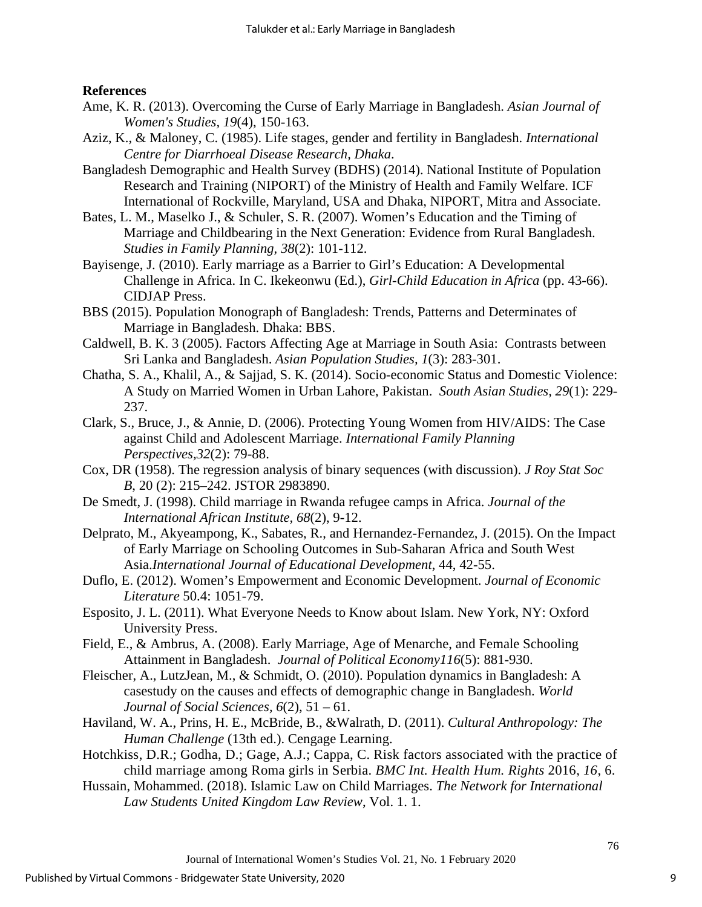**References**

Ame, K. R. (2013). Overcoming the Curse of Early Marriage in Bangladesh. *Asian Journal of Women's Studies*, *19*(4), 150-163.

Aziz, K., & Maloney, C. (1985). Life stages, gender and fertility in Bangladesh. *International Centre for Diarrhoeal Disease Research, Dhaka*.

Bangladesh Demographic and Health Survey (BDHS) (2014). National Institute of Population Research and Training (NIPORT) of the Ministry of Health and Family Welfare. ICF International of Rockville, Maryland, USA and Dhaka, NIPORT, Mitra and Associate.

Bates, L. M., Maselko J., & Schuler, S. R. (2007). Women's Education and the Timing of Marriage and Childbearing in the Next Generation: Evidence from Rural Bangladesh. *Studies in Family Planning*, *38*(2): 101-112.

Bayisenge, J. (2010). Early marriage as a Barrier to Girl's Education: A Developmental Challenge in Africa. In C. Ikekeonwu (Ed.), *Girl-Child Education in Africa* (pp. 43-66). CIDJAP Press.

BBS (2015). Population Monograph of Bangladesh: Trends, Patterns and Determinates of Marriage in Bangladesh. Dhaka: BBS.

Caldwell, B. K. 3 (2005). Factors Affecting Age at Marriage in South Asia: Contrasts between Sri Lanka and Bangladesh. *Asian Population Studies, 1*(3): 283-301.

Chatha, S. A., Khalil, A., & Sajjad, S. K. (2014). Socio-economic Status and Domestic Violence: A Study on Married Women in Urban Lahore, Pakistan. *South Asian Studies, 29*(1): 229-237.

Clark, S., Bruce, J., & Annie, D. (2006). Protecting Young Women from HIV/AIDS: The Case against Child and Adolescent Marriage. *International Family Planning Perspectives,32*(2): 79-88.

Cox, DR (1958). The regression analysis of binary sequences (with discussion). *J Roy Stat Soc B*, 20 (2): 215–242. JSTOR 2983890.

De Smedt, J. (1998). Child marriage in Rwanda refugee camps in Africa. *Journal of the International African Institute, 68*(2), 9-12.

Delprato, M., Akyeampong, K., Sabates, R., and Hernandez-Fernandez, J. (2015). On the Impact of Early Marriage on Schooling Outcomes in Sub-Saharan Africa and South West Asia.*International Journal of Educational Development*, 44, 42-55.

Duflo, E. (2012). Women's Empowerment and Economic Development. *Journal of Economic Literature* 50.4: 1051-79.

Esposito, J. L. (2011). What Everyone Needs to Know about Islam. New York, NY: Oxford University Press.

Field, E., & Ambrus, A. (2008). Early Marriage, Age of Menarche, and Female Schooling Attainment in Bangladesh. *Journal of Political Economy116*(5): 881-930.

Fleischer, A., LutzJean, M., & Schmidt, O. (2010). Population dynamics in Bangladesh: A casestudy on the causes and effects of demographic change in Bangladesh. *World Journal of Social Sciences, 6*(2), 51 – 61.

Haviland, W. A., Prins, H. E., McBride, B., &Walrath, D. (2011). *Cultural Anthropology: The Human Challenge* (13th ed.). Cengage Learning.

Hotchkiss, D.R.; Godha, D.; Gage, A.J.; Cappa, C. Risk factors associated with the practice of child marriage among Roma girls in Serbia. *BMC Int. Health Hum. Rights* 2016, *16*, 6.

Hussain, Mohammed. (2018). Islamic Law on Child Marriages. *The Network for International Law Students United Kingdom Law Review*, Vol. 1. 1.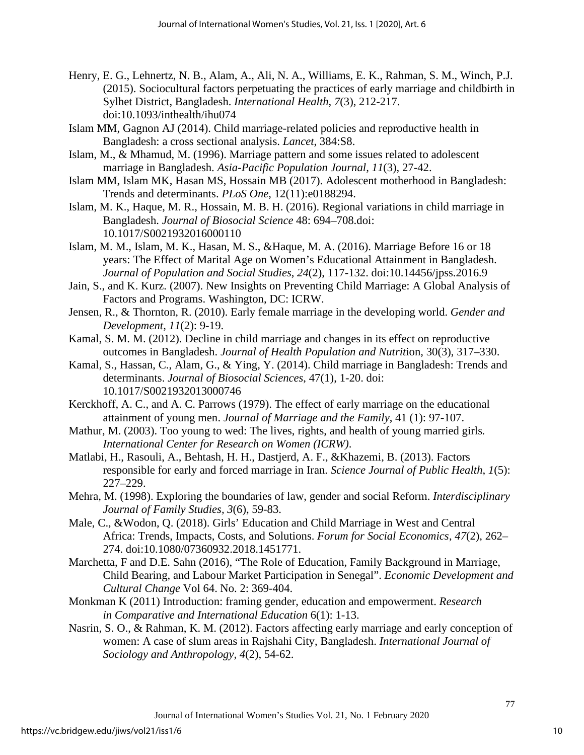Henry, E. G., Lehnertz, N. B., Alam, A., Ali, N. A., Williams, E. K., Rahman, S. M., Winch, P.J. (2015). Sociocultural factors perpetuating the practices of early marriage and childbirth in Sylhet District, Bangladesh. *International Health*, *7*(3), 212-217. doi:10.1093/inthealth/ihu074

Islam MM, Gagnon AJ (2014). Child marriage-related policies and reproductive health in Bangladesh: a cross sectional analysis. *Lancet*, 384:S8.

Islam, M., & Mhamud, M. (1996). Marriage pattern and some issues related to adolescent marriage in Bangladesh. *Asia-Pacific Population Journal, 11*(3), 27-42.

Islam MM, Islam MK, Hasan MS, Hossain MB (2017). Adolescent motherhood in Bangladesh: Trends and determinants. *PLoS One*, 12(11):e0188294.

Islam, M. K., Haque, M. R., Hossain, M. B. H. (2016). Regional variations in child marriage in Bangladesh. *Journal of Biosocial Science* 48: 694–708.doi: 10.1017/S0021932016000110

Islam, M. M., Islam, M. K., Hasan, M. S., &Haque, M. A. (2016). Marriage Before 16 or 18 years: The Effect of Marital Age on Women's Educational Attainment in Bangladesh. *Journal of Population and Social Studies*, *24*(2), 117-132. doi:10.14456/jpss.2016.9

Jain, S., and K. Kurz. (2007). New Insights on Preventing Child Marriage: A Global Analysis of Factors and Programs. Washington, DC: ICRW.

Jensen, R., & Thornton, R. (2010). Early female marriage in the developing world. *Gender and Development, 11*(2): 9-19.

Kamal, S. M. M. (2012). Decline in child marriage and changes in its effect on reproductive outcomes in Bangladesh. *Journal of Health Population and Nutrit*ion, 30(3), 317–330.

Kamal, S., Hassan, C., Alam, G., & Ying, Y. (2014). Child marriage in Bangladesh: Trends and determinants. *Journal of Biosocial Sciences*, 47(1), 1-20. doi: 10.1017/S0021932013000746

Kerckhoff, A. C., and A. C. Parrows (1979). The effect of early marriage on the educational attainment of young men. *Journal of Marriage and the Family*, 41 (1): 97-107.

Mathur, M. (2003). Too young to wed: The lives, rights, and health of young married girls*. International Center for Research on Women (ICRW)*.

Matlabi, H., Rasouli, A., Behtash, H. H., Dastjerd, A. F., &Khazemi, B. (2013). Factors responsible for early and forced marriage in Iran. *Science Journal of Public Health*, *1*(5): 227–229.

Mehra, M. (1998). Exploring the boundaries of law, gender and social Reform. *Interdisciplinary Journal of Family Studies, 3*(6), 59-83.

Male, C., &Wodon, Q. (2018). Girls' Education and Child Marriage in West and Central Africa: Trends, Impacts, Costs, and Solutions. *Forum for Social Economics*, *47*(2), 262–274. doi:10.1080/07360932.2018.1451771.

Marchetta, F and D.E. Sahn (2016), "The Role of Education, Family Background in Marriage, Child Bearing, and Labour Market Participation in Senegal". *Economic Development and Cultural Change* Vol 64. No. 2: 369-404.

Monkman K (2011) Introduction: framing gender, education and empowerment. *Research in Comparative and International Education* 6(1): 1-13.

Nasrin, S. O., & Rahman, K. M. (2012). Factors affecting early marriage and early conception of women: A case of slum areas in Rajshahi City, Bangladesh. *International Journal of Sociology and Anthropology, 4*(2), 54-62.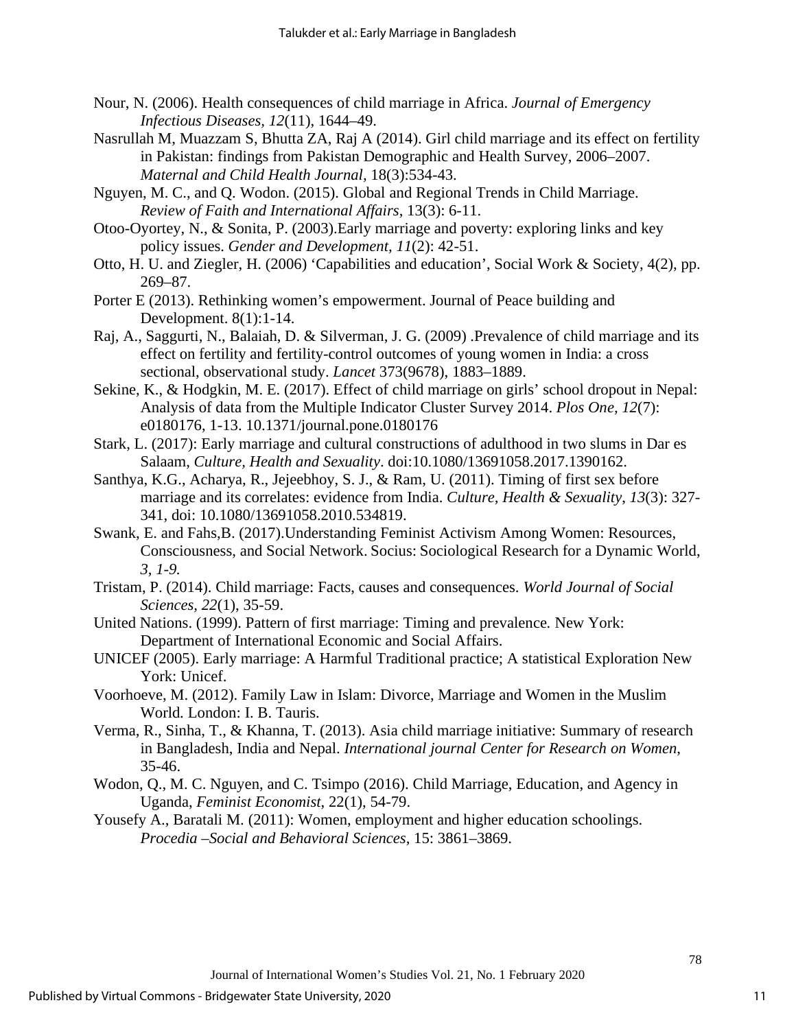Nour, N. (2006). Health consequences of child marriage in Africa. *Journal of Emergency Infectious Diseases, 12*(11), 1644–49.

Nasrullah M, Muazzam S, Bhutta ZA, Raj A (2014). Girl child marriage and its effect on fertility in Pakistan: findings from Pakistan Demographic and Health Survey, 2006–2007. *Maternal and Child Health Journal*, 18(3):534-43.

Nguyen, M. C., and Q. Wodon. (2015). Global and Regional Trends in Child Marriage. *Review of Faith and International Affairs*, 13(3): 6-11.

Otoo-Oyortey, N., & Sonita, P. (2003).Early marriage and poverty: exploring links and key policy issues. *Gender and Development, 11*(2): 42-51.

Otto, H. U. and Ziegler, H. (2006) 'Capabilities and education', Social Work & Society, 4(2), pp. 269–87.

Porter E (2013). Rethinking women's empowerment. Journal of Peace building and Development. 8(1):1-14.

Raj, A., Saggurti, N., Balaiah, D. & Silverman, J. G. (2009) .Prevalence of child marriage and its effect on fertility and fertility-control outcomes of young women in India: a cross sectional, observational study. *Lancet* 373(9678), 1883–1889.

Sekine, K., & Hodgkin, M. E. (2017). Effect of child marriage on girls' school dropout in Nepal: Analysis of data from the Multiple Indicator Cluster Survey 2014. *Plos One, 12*(7): e0180176, 1-13. 10.1371/journal.pone.0180176

Stark, L. (2017): Early marriage and cultural constructions of adulthood in two slums in Dar es Salaam, *Culture, Health and Sexuality*. doi:10.1080/13691058.2017.1390162.

Santhya, K.G., Acharya, R., Jejeebhoy, S. J., & Ram, U. (2011). Timing of first sex before marriage and its correlates: evidence from India. *Culture, Health & Sexuality, 13*(3): 327-341, doi: 10.1080/13691058.2010.534819.

Swank, E. and Fahs,B. (2017).Understanding Feminist Activism Among Women: Resources, Consciousness, and Social Network. Socius: Sociological Research for a Dynamic World, *3, 1-9.*

Tristam, P. (2014). Child marriage: Facts, causes and consequences. *World Journal of Social Sciences, 22*(1), 35-59.

United Nations. (1999). Pattern of first marriage: Timing and prevalence. New York: Department of International Economic and Social Affairs.

UNICEF (2005). Early marriage: A Harmful Traditional practice; A statistical Exploration New York: Unicef.

Voorhoeve, M. (2012). Family Law in Islam: Divorce, Marriage and Women in the Muslim World. London: I. B. Tauris.

Verma, R., Sinha, T., & Khanna, T. (2013). Asia child marriage initiative: Summary of research in Bangladesh, India and Nepal. *International journal Center for Research on Women*, 35-46.

Wodon, Q., M. C. Nguyen, and C. Tsimpo (2016). Child Marriage, Education, and Agency in Uganda, *Feminist Economist*, 22(1), 54-79.

Yousefy A., Baratali M. (2011): Women, employment and higher education schoolings. *Procedia –Social and Behavioral Sciences*, 15: 3861–3869.